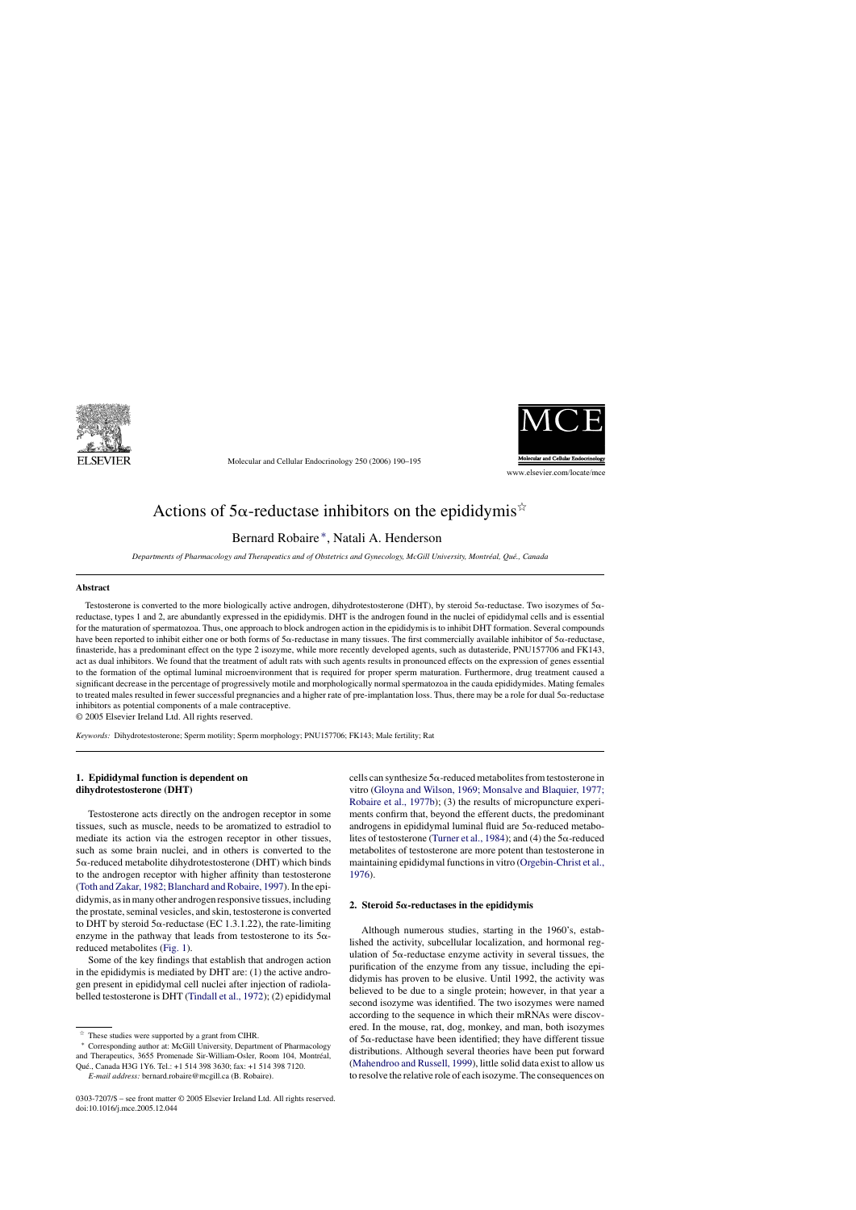# Actions of 5α-reductase inhibitors on the epididymis☆

Bernard Robaire *, Natali A. Henderson

*Departments of Pharmacology and Therapeutics and of Obstetrics and Gynecology, McGill University, Montréal, Qué., Canada*

## Abstract

Testosterone is converted to the more biologically active androgen, dihydrotestosterone (DHT), by steroid 5α-reductase. Two isozymes of 5α-reductase, types 1 and 2, are abundantly expressed in the epididymis. DHT is the androgen found in the nuclei of epididymal cells and is essential for the maturation of spermatozoa. Thus, one approach to block androgen action in the epididymis is to inhibit DHT formation. Several compounds have been reported to inhibit either one or both forms of 5α-reductase in many tissues. The first commercially available inhibitor of 5α-reductase, finasteride, has a predominant effect on the type 2 isozyme, while more recently developed agents, such as dutasteride, PNU157706 and FK143, act as dual inhibitors. We found that the treatment of adult rats with such agents results in pronounced effects on the expression of genes essential to the formation of the optimal luminal microenvironment that is required for proper sperm maturation. Furthermore, drug treatment caused a significant decrease in the percentage of progressively motile and morphologically normal spermatozoa in the cauda epididymides. Mating females to treated males resulted in fewer successful pregnancies and a higher rate of pre-implantation loss. Thus, there may be a role for dual 5α-reductase inhibitors as potential components of a male contraceptive.

© 2005 Elsevier Ireland Ltd. All rights reserved.

*Keywords:* Dihydrotestosterone; Sperm motility; Sperm morphology; PNU157706; FK143; Male fertility; Rat

## 1. Epididymal function is dependent on dihydrotestosterone (DHT)

Testosterone acts directly on the androgen receptor in some tissues, such as muscle, needs to be aromatized to estradiol to mediate its action via the estrogen receptor in other tissues, such as some brain nuclei, and in others is converted to the 5α-reduced metabolite dihydrotestosterone (DHT) which binds to the androgen receptor with higher affinity than testosterone (Toth and Zakar, 1982; Blanchard and Robaire, 1997). In the epididymis, as in many other androgen responsive tissues, including the prostate, seminal vesicles, and skin, testosterone is converted to DHT by steroid 5α-reductase (EC 1.3.1.22), the rate-limiting enzyme in the pathway that leads from testosterone to its 5α-reduced metabolites (Fig. 1).

Some of the key findings that establish that androgen action in the epididymis is mediated by DHT are: (1) the active androgen present in epididymal cell nuclei after injection of radiolabelled testosterone is DHT (Tindall et al., 1972); (2) epididymal cells can synthesize 5α-reduced metabolites from testosterone in vitro (Gloyna and Wilson, 1969; Monsalve and Blaquier, 1977; Robaire et al., 1977b); (3) the results of micropuncture experiments confirm that, beyond the efferent ducts, the predominant androgens in epididymal luminal fluid are 5α-reduced metabolites of testosterone (Turner et al., 1984); and (4) the 5α-reduced metabolites of testosterone are more potent than testosterone in maintaining epididymal functions in vitro (Orgebin-Christ et al., 1976).

## 2. Steroid 5α-reductases in the epididymis

Although numerous studies, starting in the 1960's, established the activity, subcellular localization, and hormonal regulation of 5α-reductase enzyme activity in several tissues, the purification of the enzyme from any tissue, including the epididymis has proven to be elusive. Until 1992, the activity was believed to be due to a single protein; however, in that year a second isozyme was identified. The two isozymes were named according to the sequence in which their mRNAs were discovered. In the mouse, rat, dog, monkey, and man, both isozymes of 5α-reductase have been identified; they have different tissue distributions. Although several theories have been put forward (Mahendroo and Russell, 1999), little solid data exist to allow us to resolve the relative role of each isozyme. The consequences on

☆ These studies were supported by a grant from CIHR.

* Corresponding author at: McGill University, Department of Pharmacology and Therapeutics, 3655 Promenade Sir-William-Osler, Room 104, Montréal, Qué., Canada H3G 1Y6. Tel.: +1 514 398 3630; fax: +1 514 398 7120.
*E-mail address:* bernard.robaire@mcgill.ca (B. Robaire).

0303-7207/$ – see front matter © 2005 Elsevier Ireland Ltd. All rights reserved.
doi:10.1016/j.mce.2005.12.044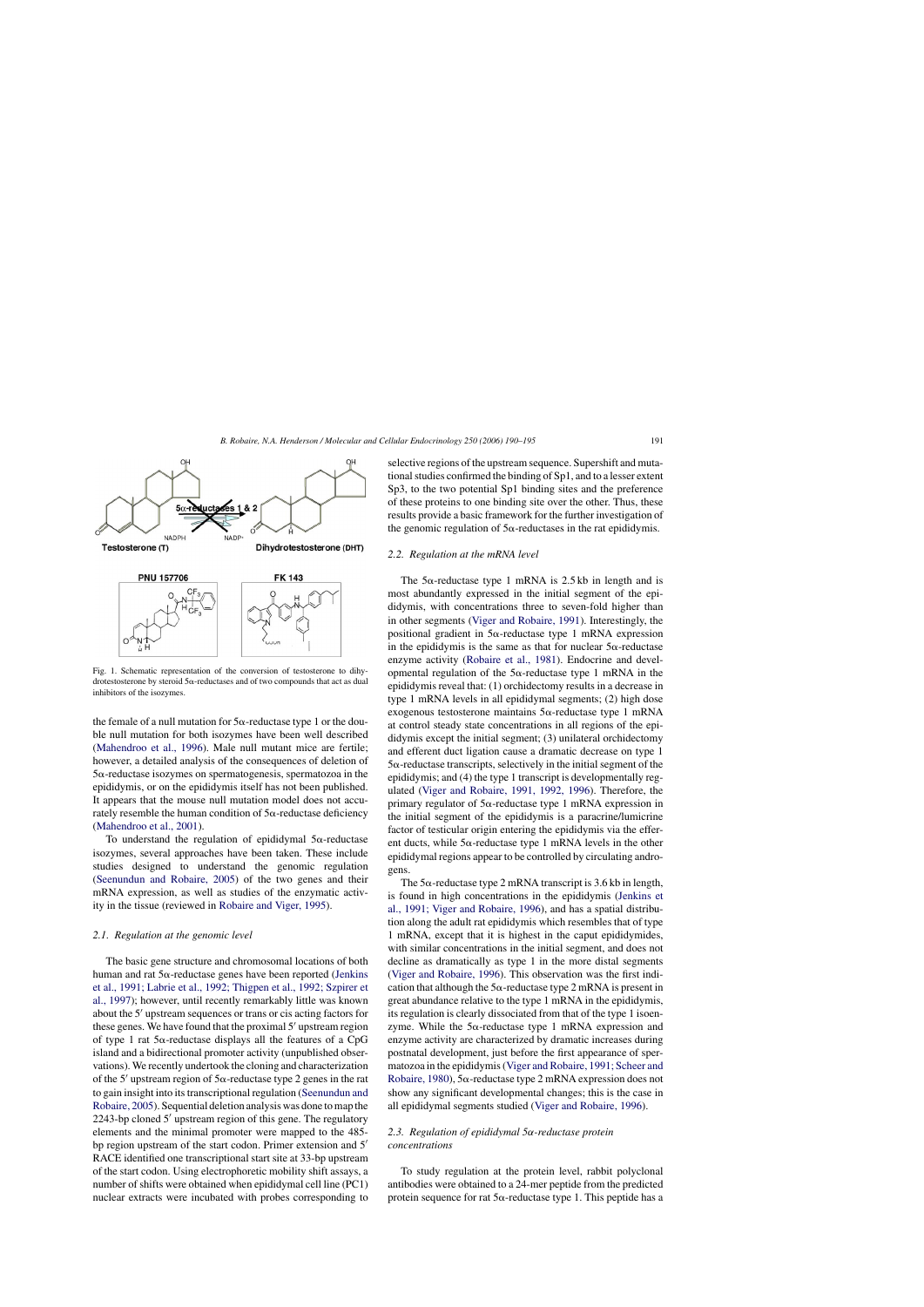Fig. 1. Schematic representation of the conversion of testosterone to dihydrotestosterone by steroid 5α-reductases and of two compounds that act as dual inhibitors of the isozymes.

the female of a null mutation for 5α-reductase type 1 or the double null mutation for both isozymes have been well described (Mahendroo et al., 1996). Male null mutant mice are fertile; however, a detailed analysis of the consequences of deletion of 5α-reductase isozymes on spermatogenesis, spermatozoa in the epididymis, or on the epididymis itself has not been published. It appears that the mouse null mutation model does not accurately resemble the human condition of 5α-reductase deficiency (Mahendroo et al., 2001).

To understand the regulation of epididymal 5α-reductase isozymes, several approaches have been taken. These include studies designed to understand the genomic regulation (Seenundun and Robaire, 2005) of the two genes and their mRNA expression, as well as studies of the enzymatic activity in the tissue (reviewed in Robaire and Viger, 1995).

### *2.1. Regulation at the genomic level*

The basic gene structure and chromosomal locations of both human and rat 5α-reductase genes have been reported (Jenkins et al., 1991; Labrie et al., 1992; Thigpen et al., 1992; Szpirer et al., 1997); however, until recently remarkably little was known about the 5′ upstream sequences or trans or cis acting factors for these genes. We have found that the proximal 5′ upstream region of type 1 rat 5α-reductase displays all the features of a CpG island and a bidirectional promoter activity (unpublished observations). We recently undertook the cloning and characterization of the 5′ upstream region of 5α-reductase type 2 genes in the rat to gain insight into its transcriptional regulation (Seenundun and Robaire, 2005). Sequential deletion analysis was done to map the 2243-bp cloned 5′ upstream region of this gene. The regulatory elements and the minimal promoter were mapped to the 485-bp region upstream of the start codon. Primer extension and 5′ RACE identified one transcriptional start site at 33-bp upstream of the start codon. Using electrophoretic mobility shift assays, a number of shifts were obtained when epididymal cell line (PC1) nuclear extracts were incubated with probes corresponding to selective regions of the upstream sequence. Supershift and mutational studies confirmed the binding of Sp1, and to a lesser extent Sp3, to the two potential Sp1 binding sites and the preference of these proteins to one binding site over the other. Thus, these results provide a basic framework for the further investigation of the genomic regulation of 5α-reductases in the rat epididymis.

### *2.2. Regulation at the mRNA level*

The 5α-reductase type 1 mRNA is 2.5 kb in length and is most abundantly expressed in the initial segment of the epididymis, with concentrations three to seven-fold higher than in other segments (Viger and Robaire, 1991). Interestingly, the positional gradient in 5α-reductase type 1 mRNA expression in the epididymis is the same as that for nuclear 5α-reductase enzyme activity (Robaire et al., 1981). Endocrine and developmental regulation of the 5α-reductase type 1 mRNA in the epididymis reveal that: (1) orchidectomy results in a decrease in type 1 mRNA levels in all epididymal segments; (2) high dose exogenous testosterone maintains 5α-reductase type 1 mRNA at control steady state concentrations in all regions of the epididymis except the initial segment; (3) unilateral orchidectomy and efferent duct ligation cause a dramatic decrease on type 1 5α-reductase transcripts, selectively in the initial segment of the epididymis; and (4) the type 1 transcript is developmentally regulated (Viger and Robaire, 1991, 1992, 1996). Therefore, the primary regulator of 5α-reductase type 1 mRNA expression in the initial segment of the epididymis is a paracrine/lumicrine factor of testicular origin entering the epididymis via the efferent ducts, while 5α-reductase type 1 mRNA levels in the other epididymal regions appear to be controlled by circulating androgens.

The 5α-reductase type 2 mRNA transcript is 3.6 kb in length, is found in high concentrations in the epididymis (Jenkins et al., 1991; Viger and Robaire, 1996), and has a spatial distribution along the adult rat epididymis which resembles that of type 1 mRNA, except that it is highest in the caput epididymides, with similar concentrations in the initial segment, and does not decline as dramatically as type 1 in the more distal segments (Viger and Robaire, 1996). This observation was the first indication that although the 5α-reductase type 2 mRNA is present in great abundance relative to the type 1 mRNA in the epididymis, its regulation is clearly dissociated from that of the type 1 isoenzyme. While the 5α-reductase type 1 mRNA expression and enzyme activity are characterized by dramatic increases during postnatal development, just before the first appearance of spermatozoa in the epididymis (Viger and Robaire, 1991; Scheer and Robaire, 1980), 5α-reductase type 2 mRNA expression does not show any significant developmental changes; this is the case in all epididymal segments studied (Viger and Robaire, 1996).

### *2.3. Regulation of epididymal 5α-reductase protein concentrations*

To study regulation at the protein level, rabbit polyclonal antibodies were obtained to a 24-mer peptide from the predicted protein sequence for rat 5α-reductase type 1. This peptide has a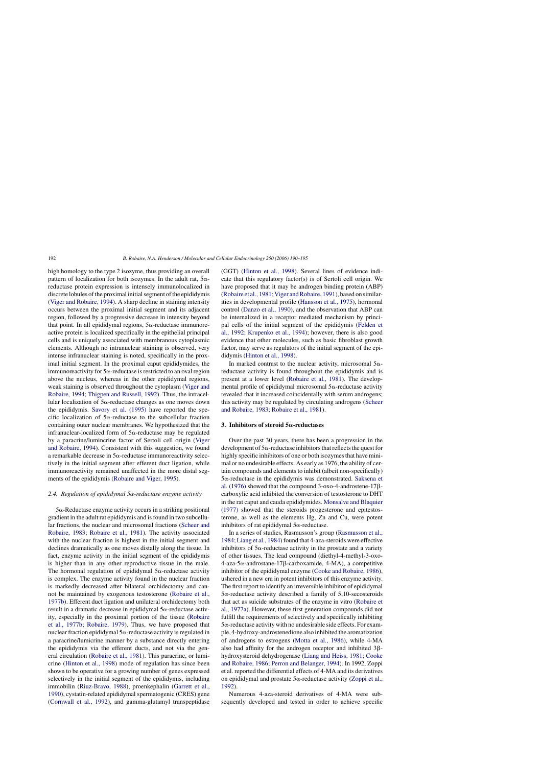high homology to the type 2 isozyme, thus providing an overall pattern of localization for both isozymes. In the adult rat, 5α-reductase protein expression is intensely immunolocalized in discrete lobules of the proximal initial segment of the epididymis (Viger and Robaire, 1994). A sharp decline in staining intensity occurs between the proximal initial segment and its adjacent region, followed by a progressive decrease in intensity beyond that point. In all epididymal regions, 5α-reductase immunoreactive protein is localized specifically in the epithelial principal cells and is uniquely associated with membranous cytoplasmic elements. Although no intranuclear staining is observed, very intense infranuclear staining is noted, specifically in the proximal initial segment. In the proximal caput epididymides, the immunoreactivity for 5α-reductase is restricted to an oval region above the nucleus, whereas in the other epididymal regions, weak staining is observed throughout the cytoplasm (Viger and Robaire, 1994; Thigpen and Russell, 1992). Thus, the intracellular localization of 5α-reductase changes as one moves down the epididymis. Savory et al. (1995) have reported the specific localization of 5α-reductase to the subcellular fraction containing outer nuclear membranes. We hypothesized that the infranuclear-localized form of 5α-reductase may be regulated by a paracrine/lumincrine factor of Sertoli cell origin (Viger and Robaire, 1994). Consistent with this suggestion, we found a remarkable decrease in 5α-reductase immunoreactivity selectively in the initial segment after efferent duct ligation, while immunoreactivity remained unaffected in the more distal segments of the epididymis (Robaire and Viger, 1995).

### 2.4. Regulation of epididymal 5α-reductase enzyme activity

5α-Reductase enzyme activity occurs in a striking positional gradient in the adult rat epididymis and is found in two subcellular fractions, the nuclear and microsomal fractions (Scheer and Robaire, 1983; Robaire et al., 1981). The activity associated with the nuclear fraction is highest in the initial segment and declines dramatically as one moves distally along the tissue. In fact, enzyme activity in the initial segment of the epididymis is higher than in any other reproductive tissue in the male. The hormonal regulation of epididymal 5α-reductase activity is complex. The enzyme activity found in the nuclear fraction is markedly decreased after bilateral orchidectomy and cannot be maintained by exogenous testosterone (Robaire et al., 1977b). Efferent duct ligation and unilateral orchidectomy both result in a dramatic decrease in epididymal 5α-reductase activity, especially in the proximal portion of the tissue (Robaire et al., 1977b; Robaire, 1979). Thus, we have proposed that nuclear fraction epididymal 5α-reductase activity is regulated in a paracrine/lumicrine manner by a substance directly entering the epididymis via the efferent ducts, and not via the general circulation (Robaire et al., 1981). This paracrine, or lumicrine (Hinton et al., 1998) mode of regulation has since been shown to be operative for a growing number of genes expressed selectively in the initial segment of the epididymis, including immobilin (Riuz-Bravo, 1988), proenkephalin (Garrett et al., 1990), cystatin-related epididymal spermatogenic (CRES) gene (Cornwall et al., 1992), and gamma-glutamyl transpeptidase (GGT) (Hinton et al., 1998). Several lines of evidence indicate that this regulatory factor(s) is of Sertoli cell origin. We have proposed that it may be androgen binding protein (ABP) (Robaire et al., 1981; Viger and Robaire, 1991), based on similarities in developmental profile (Hansson et al., 1975), hormonal control (Danzo et al., 1990), and the observation that ABP can be internalized in a receptor mediated mechanism by principal cells of the initial segment of the epididymis (Felden et al., 1992; Krupenko et al., 1994); however, there is also good evidence that other molecules, such as basic fibroblast growth factor, may serve as regulators of the initial segment of the epididymis (Hinton et al., 1998).

In marked contrast to the nuclear activity, microsomal 5α-reductase activity is found throughout the epididymis and is present at a lower level (Robaire et al., 1981). The developmental profile of epididymal microsomal 5α-reductase activity revealed that it increased coincidentally with serum androgens; this activity may be regulated by circulating androgens (Scheer and Robaire, 1983; Robaire et al., 1981).

## 3. Inhibitors of steroid 5α-reductases

Over the past 30 years, there has been a progression in the development of 5α-reductase inhibitors that reflects the quest for highly specific inhibitors of one or both isozymes that have minimal or no undesirable effects. As early as 1976, the ability of certain compounds and elements to inhibit (albeit non-specifically) 5α-reductase in the epididymis was demonstrated. Saksena et al. (1976) showed that the compound 3-oxo-4-androstene-17β-carboxylic acid inhibited the conversion of testosterone to DHT in the rat caput and cauda epididymides. Monsalve and Blaquier (1977) showed that the steroids progesterone and epitestosterone, as well as the elements Hg, Zn and Cu, were potent inhibitors of rat epididymal 5α-reductase.

In a series of studies, Rasmusson's group (Rasmusson et al., 1984; Liang et al., 1984) found that 4-aza-steroids were effective inhibitors of 5α-reductase activity in the prostate and a variety of other tissues. The lead compound (diethyl-4-methyl-3-oxo-4-aza-5α-androstane-17β-carboxamide, 4-MA), a competitive inhibitor of the epididymal enzyme (Cooke and Robaire, 1986), ushered in a new era in potent inhibitors of this enzyme activity. The first report to identify an irreversible inhibitor of epididymal 5α-reductase activity described a family of 5,10-secosteroids that act as suicide substrates of the enzyme in vitro (Robaire et al., 1977a). However, these first generation compounds did not fulfill the requirements of selectively and specifically inhibiting 5α-reductase activity with no undesirable side effects. For example, 4-hydroxy-androstenedione also inhibited the aromatization of androgens to estrogens (Motta et al., 1986), while 4-MA also had affinity for the androgen receptor and inhibited 3β-hydroxysteroid dehydrogenase (Liang and Heiss, 1981; Cooke and Robaire, 1986; Perron and Belanger, 1994). In 1992, Zoppi et al. reported the differential effects of 4-MA and its derivatives on epididymal and prostate 5α-reductase activity (Zoppi et al., 1992).

Numerous 4-aza-steroid derivatives of 4-MA were subsequently developed and tested in order to achieve specific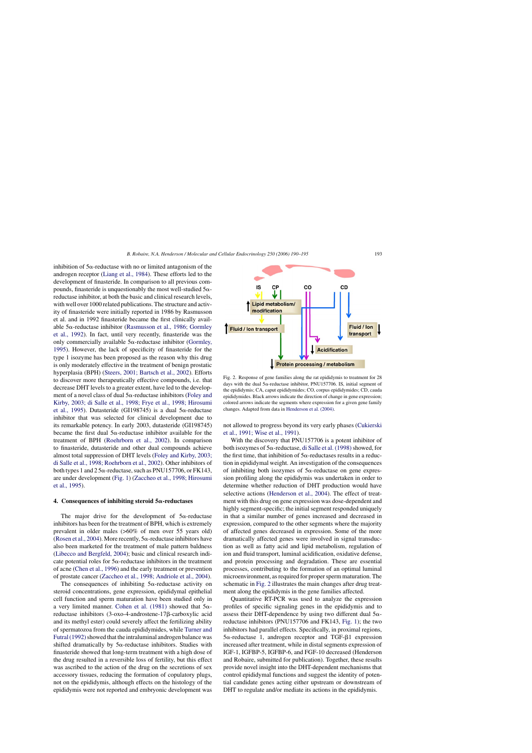inhibition of 5α-reductase with no or limited antagonism of the androgen receptor (Liang et al., 1984). These efforts led to the development of finasteride. In comparison to all previous compounds, finasteride is unquestionably the most well-studied 5α-reductase inhibitor, at both the basic and clinical research levels, with well over 1000 related publications. The structure and activity of finasteride were initially reported in 1986 by Rasmusson et al. and in 1992 finasteride became the first clinically available 5α-reductase inhibitor (Rasmusson et al., 1986; Gormley et al., 1992). In fact, until very recently, finasteride was the only commercially available 5α-reductase inhibitor (Gormley, 1995). However, the lack of specificity of finasteride for the type 1 isozyme has been proposed as the reason why this drug is only moderately effective in the treatment of benign prostatic hyperplasia (BPH) (Steers, 2001; Bartsch et al., 2002). Efforts to discover more therapeutically effective compounds, i.e. that decrease DHT levels to a greater extent, have led to the development of a novel class of dual 5α-reductase inhibitors (Foley and Kirby, 2003; di Salle et al., 1998; Frye et al., 1998; Hirosumi et al., 1995). Dutasteride (GI198745) is a dual 5α-reductase inhibitor that was selected for clinical development due to its remarkable potency. In early 2003, dutasteride (GI198745) became the first dual 5α-reductase inhibitor available for the treatment of BPH (Roehrborn et al., 2002). In comparison to finasteride, dutasteride and other dual compounds achieve almost total suppression of DHT levels (Foley and Kirby, 2003; di Salle et al., 1998; Roehrborn et al., 2002). Other inhibitors of both types 1 and 2 5α-reductase, such as PNU157706, or FK143, are under development (Fig. 1) (Zaccheo et al., 1998; Hirosumi et al., 1995).

## 4. Consequences of inhibiting steroid 5α-reductases

The major drive for the development of 5α-reductase inhibitors has been for the treatment of BPH, which is extremely prevalent in older males (>60% of men over 55 years old) (Rosen et al., 2004). More recently, 5α-reductase inhibitors have also been marketed for the treatment of male pattern baldness (Libecco and Bergfeld, 2004); basic and clinical research indicate potential roles for 5α-reductase inhibitors in the treatment of acne (Chen et al., 1996) and the early treatment or prevention of prostate cancer (Zaccheo et al., 1998; Andriole et al., 2004).

The consequences of inhibiting 5α-reductase activity on steroid concentrations, gene expression, epididymal epithelial cell function and sperm maturation have been studied only in a very limited manner. Cohen et al. (1981) showed that 5α-reductase inhibitors (3-oxo-4-androstene-17β-carboxylic acid and its methyl ester) could severely affect the fertilizing ability of spermatozoa from the cauda epididymides, while Turner and Futral (1992) showed that the intraluminal androgen balance was shifted dramatically by 5α-reductase inhibitors. Studies with finasteride showed that long-term treatment with a high dose of the drug resulted in a reversible loss of fertility, but this effect was ascribed to the action of the drug on the secretions of sex accessory tissues, reducing the formation of copulatory plugs, not on the epididymis, although effects on the histology of the epididymis were not reported and embryonic development was not allowed to progress beyond its very early phases (Cukierski et al., 1991; Wise et al., 1991).

Fig. 2. Response of gene families along the rat epididymis to treatment for 28 days with the dual 5α-reductase inhibitor, PNU157706. IS, initial segment of the epididymis; CA, caput epididymides; CO, corpus epididymides; CD, cauda epididymides. Black arrows indicate the direction of change in gene expression; colored arrows indicate the segments where expression for a given gene family changes. Adapted from data in Henderson et al. (2004).

With the discovery that PNU157706 is a potent inhibitor of both isozymes of 5α-reductase, di Salle et al. (1998) showed, for the first time, that inhibition of 5α-reductases results in a reduction in epididymal weight. An investigation of the consequences of inhibiting both isozymes of 5α-reductase on gene expression profiling along the epididymis was undertaken in order to determine whether reduction of DHT production would have selective actions (Henderson et al., 2004). The effect of treatment with this drug on gene expression was dose-dependent and highly segment-specific; the initial segment responded uniquely in that a similar number of genes increased and decreased in expression, compared to the other segments where the majority of affected genes decreased in expression. Some of the more dramatically affected genes were involved in signal transduction as well as fatty acid and lipid metabolism, regulation of ion and fluid transport, luminal acidification, oxidative defense, and protein processing and degradation. These are essential processes, contributing to the formation of an optimal luminal microenvironment, as required for proper sperm maturation. The schematic in Fig. 2 illustrates the main changes after drug treatment along the epididymis in the gene families affected.

Quantitative RT-PCR was used to analyze the expression profiles of specific signaling genes in the epididymis and to assess their DHT-dependence by using two different dual 5α-reductase inhibitors (PNU157706 and FK143, Fig. 1); the two inhibitors had parallel effects. Specifically, in proximal regions, 5α-reductase 1, androgen receptor and TGF-β1 expression increased after treatment, while in distal segments expression of IGF-1, IGFBP-5, IGFBP-6, and FGF-10 decreased (Henderson and Robaire, submitted for publication). Together, these results provide novel insight into the DHT-dependent mechanisms that control epididymal functions and suggest the identity of potential candidate genes acting either upstream or downstream of DHT to regulate and/or mediate its actions in the epididymis.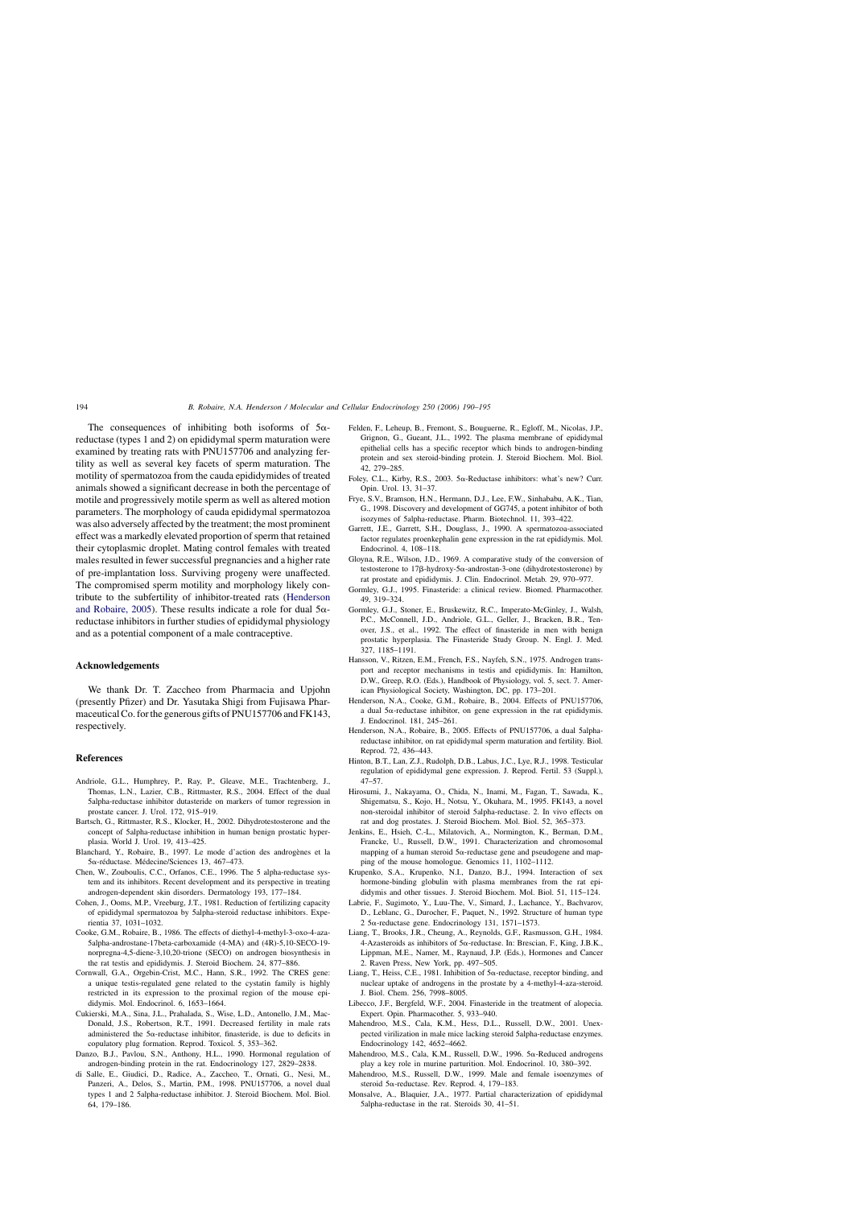The consequences of inhibiting both isoforms of 5α-reductase (types 1 and 2) on epididymal sperm maturation were examined by treating rats with PNU157706 and analyzing fertility as well as several key facets of sperm maturation. The motility of spermatozoa from the cauda epididymides of treated animals showed a significant decrease in both the percentage of motile and progressively motile sperm as well as altered motion parameters. The morphology of cauda epididymal spermatozoa was also adversely affected by the treatment; the most prominent effect was a markedly elevated proportion of sperm that retained their cytoplasmic droplet. Mating control females with treated males resulted in fewer successful pregnancies and a higher rate of pre-implantation loss. Surviving progeny were unaffected. The compromised sperm motility and morphology likely contribute to the subfertility of inhibitor-treated rats (Henderson and Robaire, 2005). These results indicate a role for dual 5α-reductase inhibitors in further studies of epididymal physiology and as a potential component of a male contraceptive.

## Acknowledgements

We thank Dr. T. Zaccheo from Pharmacia and Upjohn (presently Pfizer) and Dr. Yasutaka Shigi from Fujisawa Pharmaceutical Co. for the generous gifts of PNU157706 and FK143, respectively.

## References

Andriole, G.L., Humphrey, P., Ray, P., Gleave, M.E., Trachtenberg, J., Thomas, L.N., Lazier, C.B., Rittmaster, R.S., 2004. Effect of the dual 5alpha-reductase inhibitor dutasteride on markers of tumor regression in prostate cancer. J. Urol. 172, 915–919.

Bartsch, G., Rittmaster, R.S., Klocker, H., 2002. Dihydrotestosterone and the concept of 5alpha-reductase inhibition in human benign prostatic hyperplasia. World J. Urol. 19, 413–425.

Blanchard, Y., Robaire, B., 1997. Le mode d'action des androgènes et la 5α-réductase. Médecine/Sciences 13, 467–473.

Chen, W., Zouboulis, C.C., Orfanos, C.E., 1996. The 5 alpha-reductase system and its inhibitors. Recent development and its perspective in treating androgen-dependent skin disorders. Dermatology 193, 177–184.

Cohen, J., Ooms, M.P., Vreeburg, J.T., 1981. Reduction of fertilizing capacity of epididymal spermatozoa by 5alpha-steroid reductase inhibitors. Experientia 37, 1031–1032.

Cooke, G.M., Robaire, B., 1986. The effects of diethyl-4-methyl-3-oxo-4-aza-5alpha-androstane-17beta-carboxamide (4-MA) and (4R)-5,10-SECO-19-norpregna-4,5-diene-3,10,20-trione (SECO) on androgen biosynthesis in the rat testis and epididymis. J. Steroid Biochem. 24, 877–886.

Cornwall, G.A., Orgebin-Crist, M.C., Hann, S.R., 1992. The CRES gene: a unique testis-regulated gene related to the cystatin family is highly restricted in its expression to the proximal region of the mouse epididymis. Mol. Endocrinol. 6, 1653–1664.

Cukierski, M.A., Sina, J.L., Prahalada, S., Wise, L.D., Antonello, J.M., MacDonald, J.S., Robertson, R.T., 1991. Decreased fertility in male rats administered the 5α-reductase inhibitor, finasteride, is due to deficits in copulatory plug formation. Reprod. Toxicol. 5, 353–362.

Danzo, B.J., Pavlou, S.N., Anthony, H.L., 1990. Hormonal regulation of androgen-binding protein in the rat. Endocrinology 127, 2829–2838.

di Salle, E., Giudici, D., Radice, A., Zaccheo, T., Ornati, G., Nesi, M., Panzeri, A., Delos, S., Martin, P.M., 1998. PNU157706, a novel dual types 1 and 2 5alpha-reductase inhibitor. J. Steroid Biochem. Mol. Biol. 64, 179–186.

Felden, F., Leheup, B., Fremont, S., Bouguerne, R., Egloff, M., Nicolas, J.P., Grignon, G., Gueant, J.L., 1992. The plasma membrane of epididymal epithelial cells has a specific receptor which binds to androgen-binding protein and sex steroid-binding protein. J. Steroid Biochem. Mol. Biol. 42, 279–285.

Foley, C.L., Kirby, R.S., 2003. 5α-Reductase inhibitors: what's new? Curr. Opin. Urol. 13, 31–37.

Frye, S.V., Bramson, H.N., Hermann, D.J., Lee, F.W., Sinhababu, A.K., Tian, G., 1998. Discovery and development of GG745, a potent inhibitor of both isozymes of 5alpha-reductase. Pharm. Biotechnol. 11, 393–422.

Garrett, J.E., Garrett, S.H., Douglass, J., 1990. A spermatozoa-associated factor regulates proenkephalin gene expression in the rat epididymis. Mol. Endocrinol. 4, 108–118.

Gloyna, R.E., Wilson, J.D., 1969. A comparative study of the conversion of testosterone to 17β-hydroxy-5α-androstan-3-one (dihydrotestosterone) by rat prostate and epididymis. J. Clin. Endocrinol. Metab. 29, 970–977.

Gormley, G.J., 1995. Finasteride: a clinical review. Biomed. Pharmacother. 49, 319–324.

Gormley, G.J., Stoner, E., Bruskewitz, R.C., Imperato-McGinley, J., Walsh, P.C., McConnell, J.D., Andriole, G.L., Geller, J., Bracken, B.R., Tenover, J.S., et al., 1992. The effect of finasteride in men with benign prostatic hyperplasia. The Finasteride Study Group. N. Engl. J. Med. 327, 1185–1191.

Hansson, V., Ritzen, E.M., French, F.S., Nayfeh, S.N., 1975. Androgen transport and receptor mechanisms in testis and epididymis. In: Hamilton, D.W., Greep, R.O. (Eds.), Handbook of Physiology, vol. 5, sect. 7. American Physiological Society, Washington, DC, pp. 173–201.

Henderson, N.A., Cooke, G.M., Robaire, B., 2004. Effects of PNU157706, a dual 5α-reductase inhibitor, on gene expression in the rat epididymis. J. Endocrinol. 181, 245–261.

Henderson, N.A., Robaire, B., 2005. Effects of PNU157706, a dual 5alpha-reductase inhibitor, on rat epididymal sperm maturation and fertility. Biol. Reprod. 72, 436–443.

Hinton, B.T., Lan, Z.J., Rudolph, D.B., Labus, J.C., Lye, R.J., 1998. Testicular regulation of epididymal gene expression. J. Reprod. Fertil. 53 (Suppl.), 47–57.

Hirosumi, J., Nakayama, O., Chida, N., Inami, M., Fagan, T., Sawada, K., Shigematsu, S., Kojo, H., Notsu, Y., Okuhara, M., 1995. FK143, a novel non-steroidal inhibitor of steroid 5alpha-reductase. 2. In vivo effects on rat and dog prostates. J. Steroid Biochem. Mol. Biol. 52, 365–373.

Jenkins, E., Hsieh, C.-L., Milatovich, A., Normington, K., Berman, D.M., Francke, U., Russell, D.W., 1991. Characterization and chromosomal mapping of a human steroid 5α-reductase gene and pseudogene and mapping of the mouse homologue. Genomics 11, 1102–1112.

Krupenko, S.A., Krupenko, N.I., Danzo, B.J., 1994. Interaction of sex hormone-binding globulin with plasma membranes from the rat epididymis and other tissues. J. Steroid Biochem. Mol. Biol. 51, 115–124.

Labrie, F., Sugimoto, Y., Luu-The, V., Simard, J., Lachance, Y., Bachvarov, D., Leblanc, G., Durocher, F., Paquet, N., 1992. Structure of human type 2 5α-reductase gene. Endocrinology 131, 1571–1573.

Liang, T., Brooks, J.R., Cheung, A., Reynolds, G.F., Rasmusson, G.H., 1984. 4-Azasteroids as inhibitors of 5α-reductase. In: Brescian, F., King, J.B.K., Lippman, M.E., Namer, M., Raynaud, J.P. (Eds.), Hormones and Cancer 2. Raven Press, New York, pp. 497–505.

Liang, T., Heiss, C.E., 1981. Inhibition of 5α-reductase, receptor binding, and nuclear uptake of androgens in the prostate by a 4-methyl-4-aza-steroid. J. Biol. Chem. 256, 7998–8005.

Libecco, J.F., Bergfeld, W.F., 2004. Finasteride in the treatment of alopecia. Expert. Opin. Pharmacother. 5, 933–940.

Mahendroo, M.S., Cala, K.M., Hess, D.L., Russell, D.W., 2001. Unexpected virilization in male mice lacking steroid 5alpha-reductase enzymes. Endocrinology 142, 4652–4662.

Mahendroo, M.S., Cala, K.M., Russell, D.W., 1996. 5α-Reduced androgens play a key role in murine parturition. Mol. Endocrinol. 10, 380–392.

Mahendroo, M.S., Russell, D.W., 1999. Male and female isoenzymes of steroid 5α-reductase. Rev. Reprod. 4, 179–183.

Monsalve, A., Blaquier, J.A., 1977. Partial characterization of epididymal 5alpha-reductase in the rat. Steroids 30, 41–51.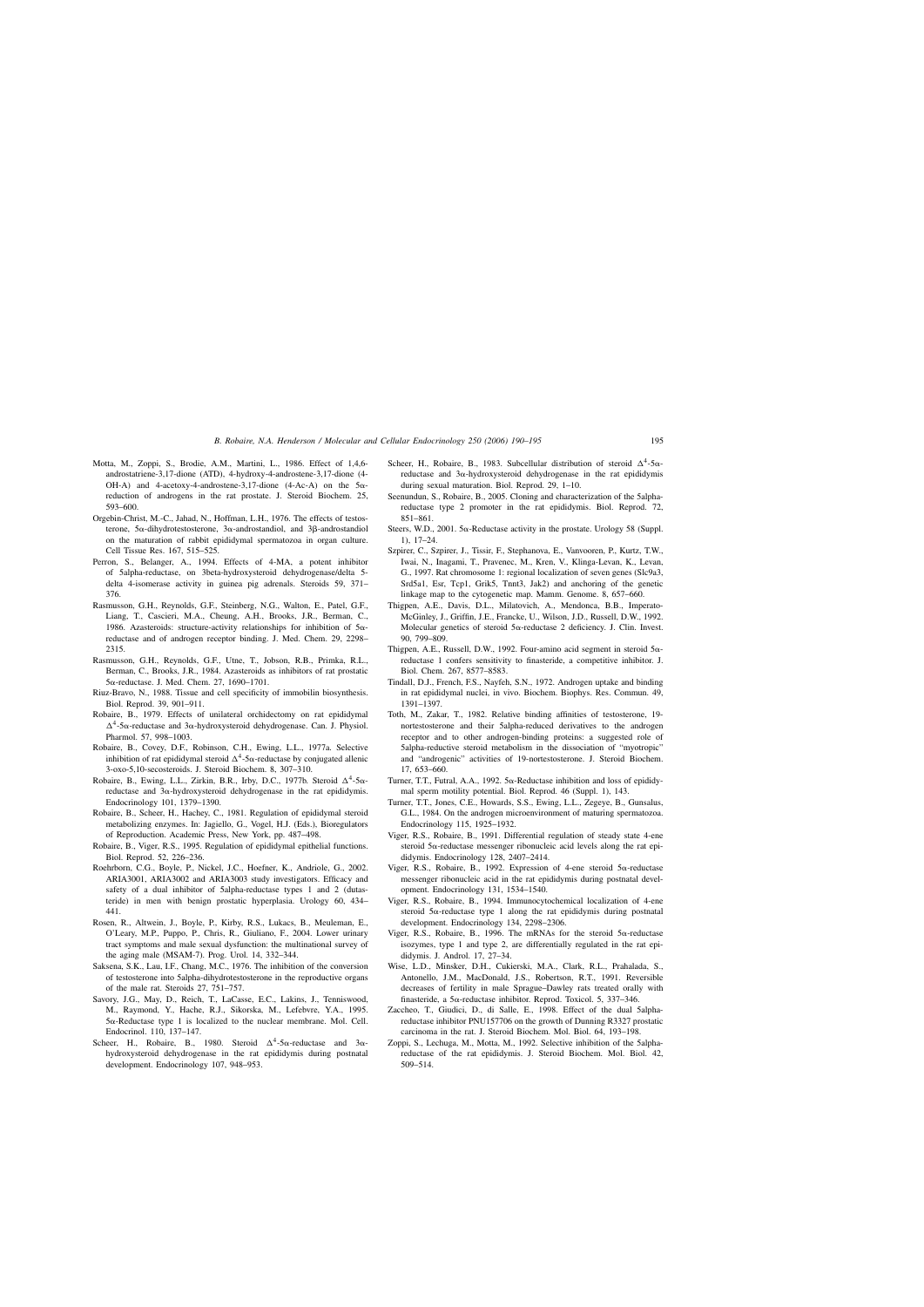Motta, M., Zoppi, S., Brodie, A.M., Martini, L., 1986. Effect of 1,4,6-androstatriene-3,17-dione (ATD), 4-hydroxy-4-androstene-3,17-dione (4-OH-A) and 4-acetoxy-4-androstene-3,17-dione (4-Ac-A) on the 5α-reduction of androgens in the rat prostate. J. Steroid Biochem. 25, 593–600.

Orgebin-Christ, M.-C., Jahad, N., Hoffman, L.H., 1976. The effects of testosterone, 5α-dihydrotestosterone, 3α-androstandiol, and 3β-androstandiol on the maturation of rabbit epididymal spermatozoa in organ culture. Cell Tissue Res. 167, 515–525.

Perron, S., Belanger, A., 1994. Effects of 4-MA, a potent inhibitor of 5alpha-reductase, on 3beta-hydroxysteroid dehydrogenase/delta 5-delta 4-isomerase activity in guinea pig adrenals. Steroids 59, 371–376.

Rasmusson, G.H., Reynolds, G.F., Steinberg, N.G., Walton, E., Patel, G.F., Liang, T., Cascieri, M.A., Cheung, A.H., Brooks, J.R., Berman, C., 1986. Azasteroids: structure-activity relationships for inhibition of 5α-reductase and of androgen receptor binding. J. Med. Chem. 29, 2298–2315.

Rasmusson, G.H., Reynolds, G.F., Utne, T., Jobson, R.B., Primka, R.L., Berman, C., Brooks, J.R., 1984. Azasteroids as inhibitors of rat prostatic 5α-reductase. J. Med. Chem. 27, 1690–1701.

Riuz-Bravo, N., 1988. Tissue and cell specificity of immobilin biosynthesis. Biol. Reprod. 39, 901–911.

Robaire, B., 1979. Effects of unilateral orchidectomy on rat epididymal $\Delta^4$-5α-reductase and 3α-hydroxysteroid dehydrogenase. Can. J. Physiol. Pharmol. 57, 998–1003.

Robaire, B., Covey, D.F., Robinson, C.H., Ewing, L.L., 1977a. Selective inhibition of rat epididymal steroid $\Delta^4$-5α-reductase by conjugated allenic 3-oxo-5,10-secosteroids. J. Steroid Biochem. 8, 307–310.

Robaire, B., Ewing, L.L., Zirkin, B.R., Irby, D.C., 1977b. Steroid $\Delta^4$-5α-reductase and 3α-hydroxysteroid dehydrogenase in the rat epididymis. Endocrinology 101, 1379–1390.

Robaire, B., Scheer, H., Hachey, C., 1981. Regulation of epididymal steroid metabolizing enzymes. In: Jagiello, G., Vogel, H.J. (Eds.), Bioregulators of Reproduction. Academic Press, New York, pp. 487–498.

Robaire, B., Viger, R.S., 1995. Regulation of epididymal epithelial functions. Biol. Reprod. 52, 226–236.

Roehrborn, C.G., Boyle, P., Nickel, J.C., Hoefner, K., Andriole, G., 2002. ARIA3001, ARIA3002 and ARIA3003 study investigators. Efficacy and safety of a dual inhibitor of 5alpha-reductase types 1 and 2 (dutasteride) in men with benign prostatic hyperplasia. Urology 60, 434–441.

Rosen, R., Altwein, J., Boyle, P., Kirby, R.S., Lukacs, B., Meuleman, E., O'Leary, M.P., Puppo, P., Chris, R., Giuliano, F., 2004. Lower urinary tract symptoms and male sexual dysfunction: the multinational survey of the aging male (MSAM-7). Prog. Urol. 14, 332–344.

Saksena, S.K., Lau, I.F., Chang, M.C., 1976. The inhibition of the conversion of testosterone into 5alpha-dihydrotestosterone in the reproductive organs of the male rat. Steroids 27, 751–757.

Savory, J.G., May, D., Reich, T., LaCasse, E.C., Lakins, J., Tenniswood, M., Raymond, Y., Hache, R.J., Sikorska, M., Lefebvre, Y.A., 1995. 5α-Reductase type 1 is localized to the nuclear membrane. Mol. Cell. Endocrinol. 110, 137–147.

Scheer, H., Robaire, B., 1980. Steroid $\Delta^4$-5α-reductase and 3α-hydroxysteroid dehydrogenase in the rat epididymis during postnatal development. Endocrinology 107, 948–953.

Scheer, H., Robaire, B., 1983. Subcellular distribution of steroid $\Delta^4$-5α-reductase and 3α-hydroxysteroid dehydrogenase in the rat epididymis during sexual maturation. Biol. Reprod. 29, 1–10.

Seenundun, S., Robaire, B., 2005. Cloning and characterization of the 5alpha-reductase type 2 promoter in the rat epididymis. Biol. Reprod. 72, 851–861.

Steers, W.D., 2001. 5α-Reductase activity in the prostate. Urology 58 (Suppl. 1), 17–24.

Szpirer, C., Szpirer, J., Tissir, F., Stephanova, E., Vanvooren, P., Kurtz, T.W., Iwai, N., Inagami, T., Pravenec, M., Kren, V., Klinga-Levan, K., Levan, G., 1997. Rat chromosome 1: regional localization of seven genes (Slc9a3, Srd5a1, Esr, Tcp1, Grik5, Tnnt3, Jak2) and anchoring of the genetic linkage map to the cytogenetic map. Mamm. Genome. 8, 657–660.

Thigpen, A.E., Davis, D.L., Milatovich, A., Mendonca, B.B., Imperato-McGinley, J., Griffin, J.E., Francke, U., Wilson, J.D., Russell, D.W., 1992. Molecular genetics of steroid 5α-reductase 2 deficiency. J. Clin. Invest. 90, 799–809.

Thigpen, A.E., Russell, D.W., 1992. Four-amino acid segment in steroid 5α-reductase 1 confers sensitivity to finasteride, a competitive inhibitor. J. Biol. Chem. 267, 8577–8583.

Tindall, D.J., French, F.S., Nayfeh, S.N., 1972. Androgen uptake and binding in rat epididymal nuclei, in vivo. Biochem. Biophys. Res. Commun. 49, 1391–1397.

Toth, M., Zakar, T., 1982. Relative binding affinities of testosterone, 19-nortestosterone and their 5alpha-reduced derivatives to the androgen receptor and to other androgen-binding proteins: a suggested role of 5alpha-reductive steroid metabolism in the dissociation of "myotropic" and "androgenic" activities of 19-nortestosterone. J. Steroid Biochem. 17, 653–660.

Turner, T.T., Futral, A.A., 1992. 5α-Reductase inhibition and loss of epididymal sperm motility potential. Biol. Reprod. 46 (Suppl. 1), 143.

Turner, T.T., Jones, C.E., Howards, S.S., Ewing, L.L., Zegeye, B., Gunsalus, G.L., 1984. On the androgen microenvironment of maturing spermatozoa. Endocrinology 115, 1925–1932.

Viger, R.S., Robaire, B., 1991. Differential regulation of steady state 4-ene steroid 5α-reductase messenger ribonucleic acid levels along the rat epididymis. Endocrinology 128, 2407–2414.

Viger, R.S., Robaire, B., 1992. Expression of 4-ene steroid 5α-reductase messenger ribonucleic acid in the rat epididymis during postnatal development. Endocrinology 131, 1534–1540.

Viger, R.S., Robaire, B., 1994. Immunocytochemical localization of 4-ene steroid 5α-reductase type 1 along the rat epididymis during postnatal development. Endocrinology 134, 2298–2306.

Viger, R.S., Robaire, B., 1996. The mRNAs for the steroid 5α-reductase isozymes, type 1 and type 2, are differentially regulated in the rat epididymis. J. Androl. 17, 27–34.

Wise, L.D., Minsker, D.H., Cukierski, M.A., Clark, R.L., Prahalada, S., Antonello, J.M., MacDonald, J.S., Robertson, R.T., 1991. Reversible decreases of fertility in male Sprague–Dawley rats treated orally with finasteride, a 5α-reductase inhibitor. Reprod. Toxicol. 5, 337–346.

Zaccheo, T., Giudici, D., di Salle, E., 1998. Effect of the dual 5alpha-reductase inhibitor PNU157706 on the growth of Dunning R3327 prostatic carcinoma in the rat. J. Steroid Biochem. Mol. Biol. 64, 193–198.

Zoppi, S., Lechuga, M., Motta, M., 1992. Selective inhibition of the 5alpha-reductase of the rat epididymis. J. Steroid Biochem. Mol. Biol. 42, 509–514.